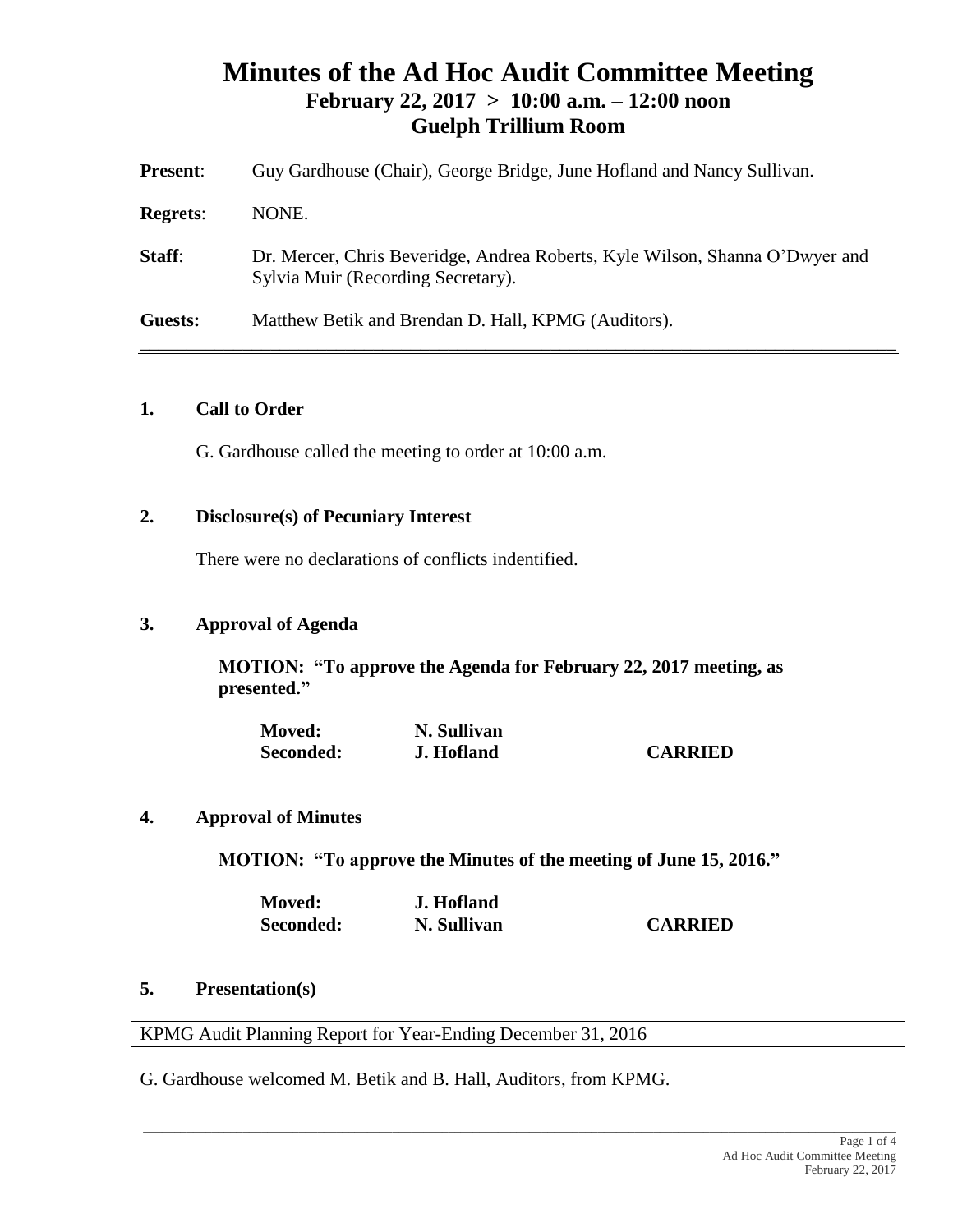# Minutes of the Ad Hoc Audit Committee Meeting

## February 22, 2017 > 10:00 a.m. – 12:00 noon
## Guelph Trillium Room

**Present**: Guy Gardhouse (Chair), George Bridge, June Hofland and Nancy Sullivan.

**Regrets**: NONE.

**Staff**: Dr. Mercer, Chris Beveridge, Andrea Roberts, Kyle Wilson, Shanna O'Dwyer and Sylvia Muir (Recording Secretary).

**Guests:** Matthew Betik and Brendan D. Hall, KPMG (Auditors).

---

### 1. Call to Order

G. Gardhouse called the meeting to order at 10:00 a.m.

### 2. Disclosure(s) of Pecuniary Interest

There were no declarations of conflicts indentified.

### 3. Approval of Agenda

**MOTION: "To approve the Agenda for February 22, 2017 meeting, as presented."**

| | | |
|---|---|---|
| **Moved:** | **N. Sullivan** | |
| **Seconded:** | **J. Hofland** | **CARRIED** |

### 4. Approval of Minutes

**MOTION: "To approve the Minutes of the meeting of June 15, 2016."**

| | | |
|---|---|---|
| **Moved:** | **J. Hofland** | |
| **Seconded:** | **N. Sullivan** | **CARRIED** |

### 5. Presentation(s)

KPMG Audit Planning Report for Year-Ending December 31, 2016

G. Gardhouse welcomed M. Betik and B. Hall, Auditors, from KPMG.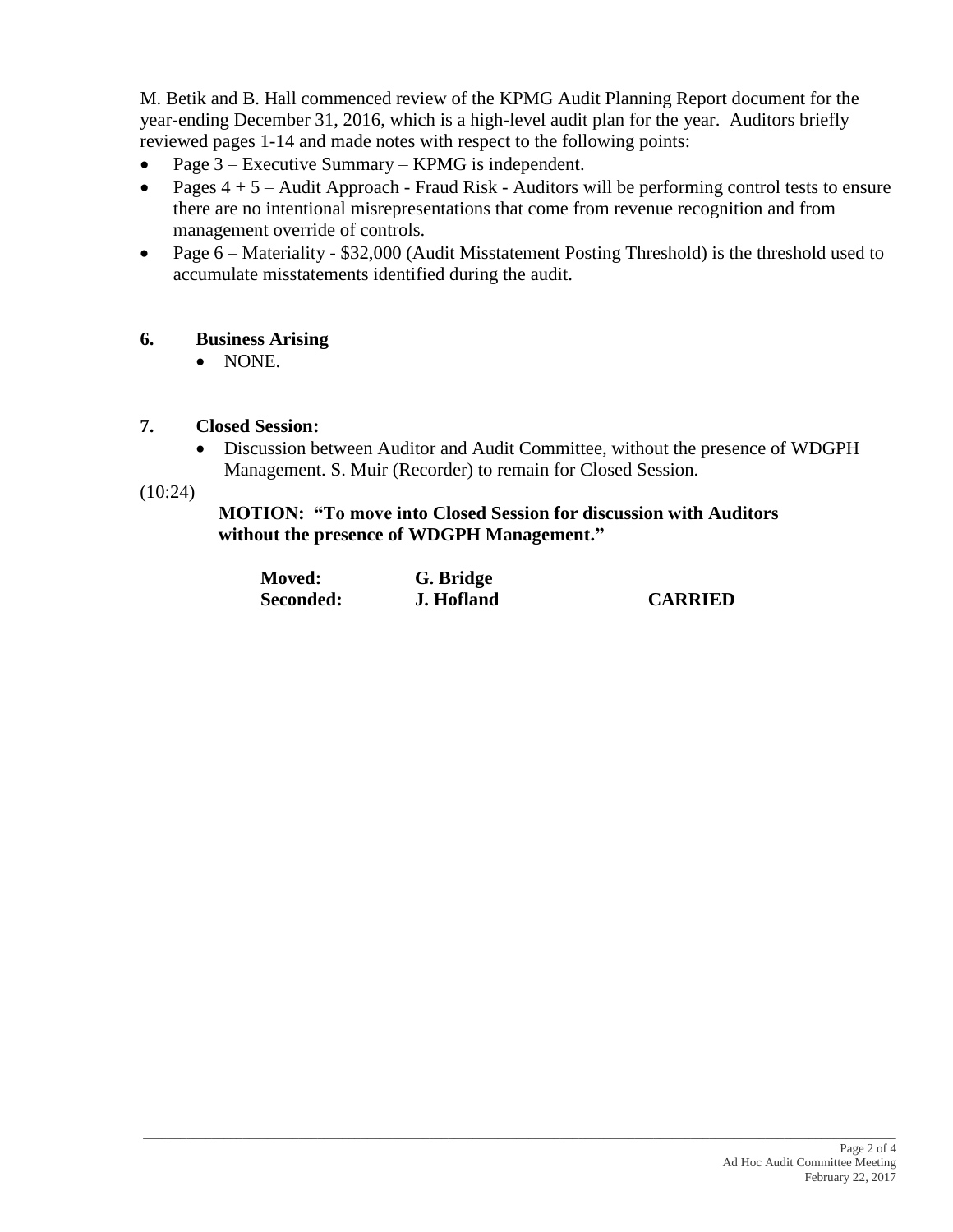M. Betik and B. Hall commenced review of the KPMG Audit Planning Report document for the year-ending December 31, 2016, which is a high-level audit plan for the year. Auditors briefly reviewed pages 1-14 and made notes with respect to the following points:

- Page 3 – Executive Summary – KPMG is independent.
- Pages 4 + 5 – Audit Approach - Fraud Risk - Auditors will be performing control tests to ensure there are no intentional misrepresentations that come from revenue recognition and from management override of controls.
- Page 6 – Materiality - $32,000 (Audit Misstatement Posting Threshold) is the threshold used to accumulate misstatements identified during the audit.

## 6. Business Arising

- NONE.

## 7. Closed Session:

- Discussion between Auditor and Audit Committee, without the presence of WDGPH Management. S. Muir (Recorder) to remain for Closed Session.

(10:24)

**MOTION: "To move into Closed Session for discussion with Auditors without the presence of WDGPH Management."**

**Moved:** **G. Bridge**
**Seconded:** **J. Hofland** **CARRIED**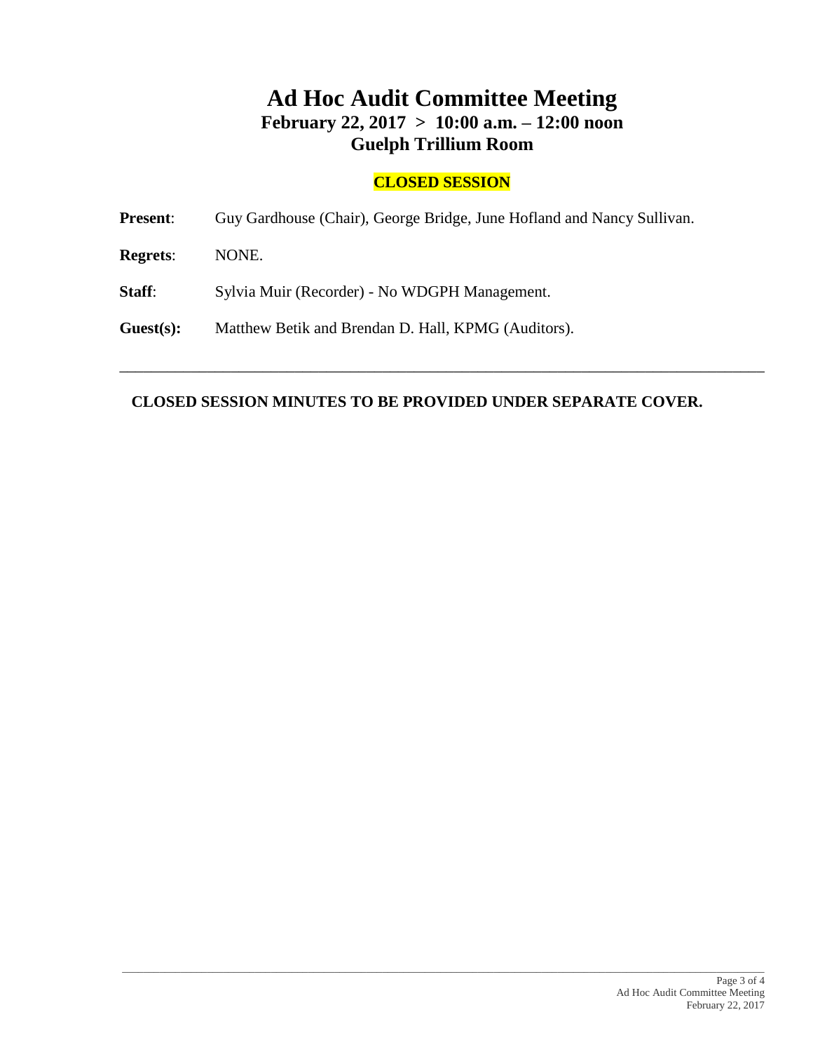# Ad Hoc Audit Committee Meeting

## February 22, 2017 > 10:00 a.m. – 12:00 noon

## Guelph Trillium Room

**CLOSED SESSION**

**Present**: Guy Gardhouse (Chair), George Bridge, June Hofland and Nancy Sullivan.

**Regrets**: NONE.

**Staff**: Sylvia Muir (Recorder) - No WDGPH Management.

**Guest(s):** Matthew Betik and Brendan D. Hall, KPMG (Auditors).

---

**CLOSED SESSION MINUTES TO BE PROVIDED UNDER SEPARATE COVER.**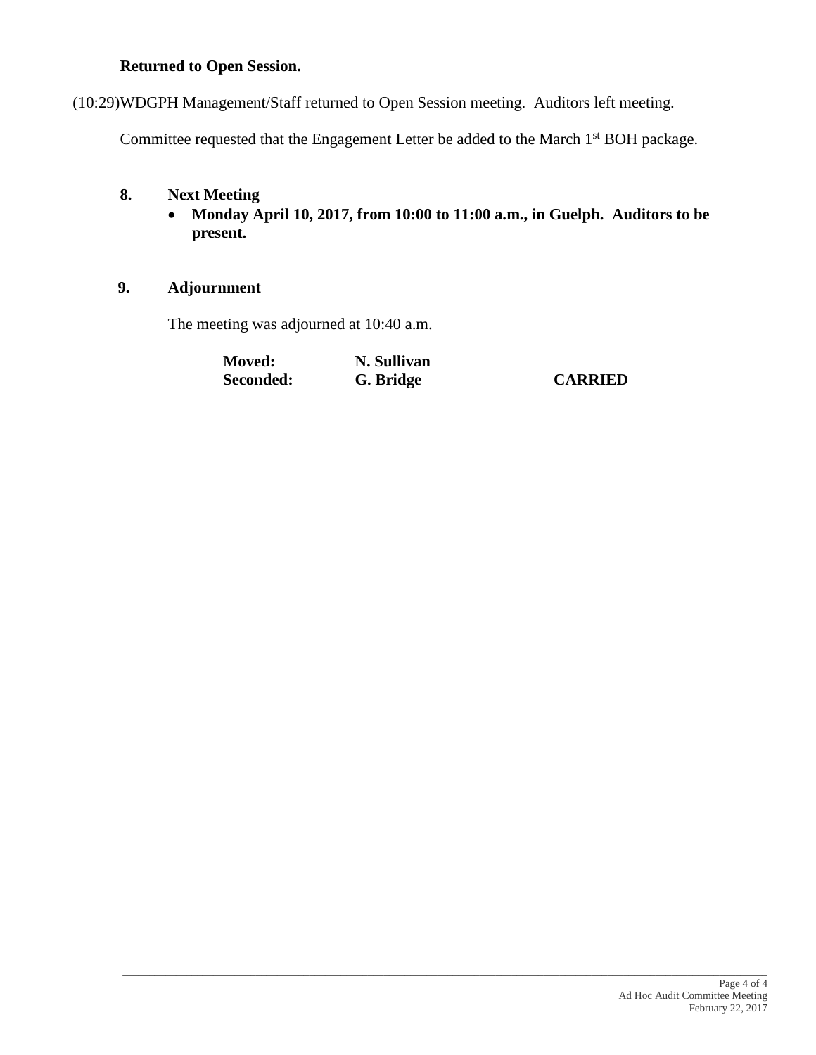**Returned to Open Session.**

(10:29)WDGPH Management/Staff returned to Open Session meeting. Auditors left meeting.

Committee requested that the Engagement Letter be added to the March 1st BOH package.

## 8. Next Meeting

- **Monday April 10, 2017, from 10:00 to 11:00 a.m., in Guelph. Auditors to be present.**

## 9. Adjournment

The meeting was adjourned at 10:40 a.m.

| | | |
|---|---|---|
| **Moved:** | **N. Sullivan** | |
| **Seconded:** | **G. Bridge** | **CARRIED** |